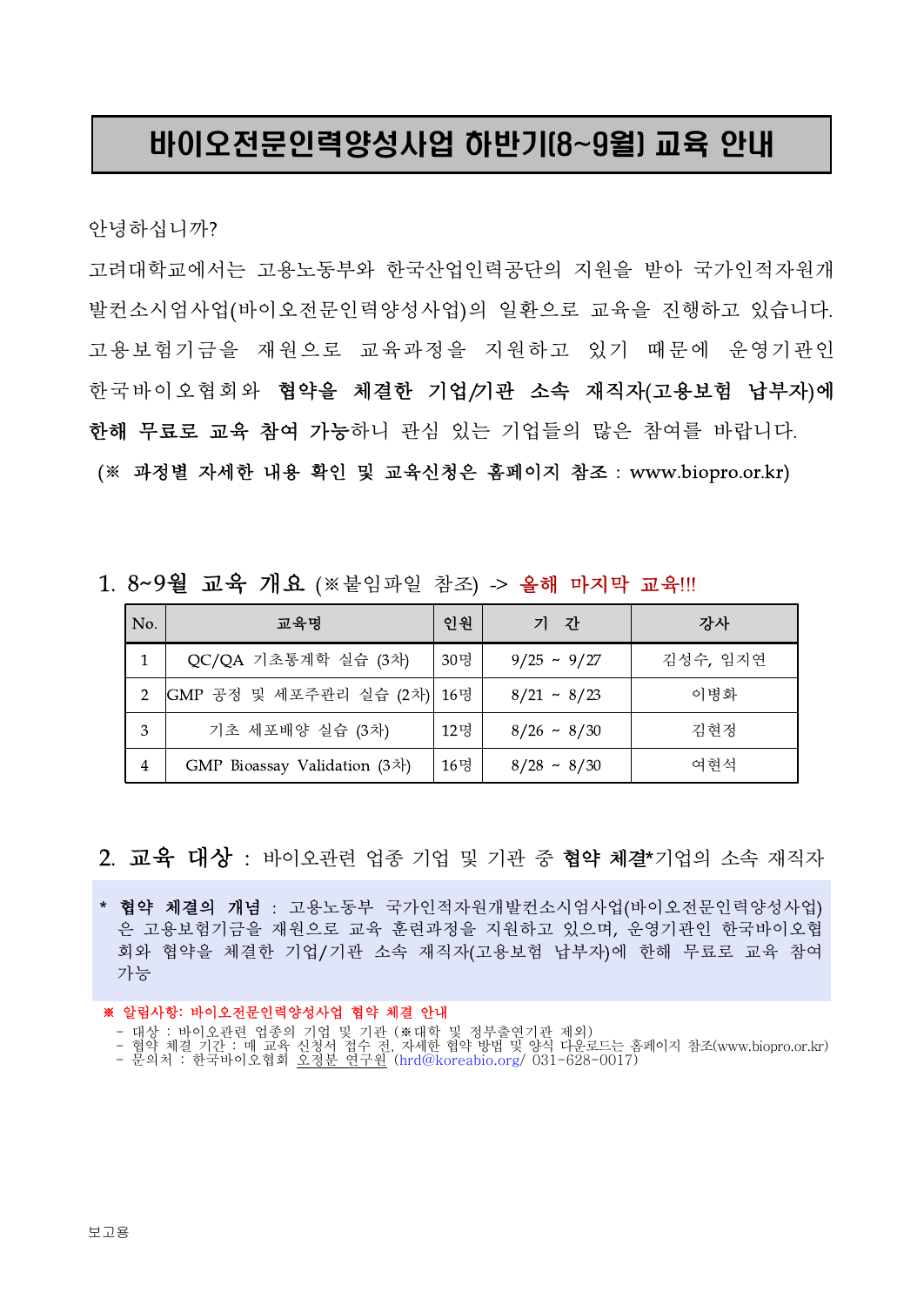# 바이오전문인력양성사업 하반기(8~9월) 교육 안내

안녕하십니까?

고려대학교에서는 고용노동부와 한국산업인력공단의 지원을 받아 국가인적자원개발컨소시엄사업(바이오전문인력양성사업)의 일환으로 교육을 진행하고 있습니다. 고용보험기금을 재원으로 교육과정을 지원하고 있기 때문에 운영기관인 한국바이오협회와 **협약을 체결한 기업/기관 소속 재직자(고용보험 납부자)에 한해 무료로 교육 참여 가능**하니 관심 있는 기업들의 많은 참여를 바랍니다.

(※ **과정별 자세한 내용 확인 및 교육신청은 홈페이지 참조** : www.biopro.or.kr)

## 1. 8~9월 교육 개요 (※붙임파일 참조) -> 올해 마지막 교육!!!

| No. | 교육명 | 인원 | 기 간 | 강사 |
|---|---|---|---|---|
| 1 | QC/QA 기초통계학 실습 (3차) | 30명 | 9/25 ~ 9/27 | 김성수, 임지연 |
| 2 | GMP 공정 및 세포주관리 실습 (2차) | 16명 | 8/21 ~ 8/23 | 이병화 |
| 3 | 기초 세포배양 실습 (3차) | 12명 | 8/26 ~ 8/30 | 김현정 |
| 4 | GMP Bioassay Validation (3차) | 16명 | 8/28 ~ 8/30 | 여현석 |

## 2. 교육 대상 : 바이오관련 업종 기업 및 기관 중 **협약 체결***기업의 소속 재직자

* **협약 체결의 개념** : 고용노동부 국가인적자원개발컨소시엄사업(바이오전문인력양성사업)은 고용보험기금을 재원으로 교육 훈련과정을 지원하고 있으며, 운영기관인 한국바이오협회와 협약을 체결한 기업/기관 소속 재직자(고용보험 납부자)에 한해 무료로 교육 참여 가능

**※ 알림사항: 바이오전문인력양성사업 협약 체결 안내**

- 대상 : 바이오관련 업종의 기업 및 기관 (※대학 및 정부출연기관 제외)
- 협약 체결 기간 : 매 교육 신청서 접수 전, 자세한 협약 방법 및 양식 다운로드는 홈페이지 참조(www.biopro.or.kr)
- 문의처 : 한국바이오협회 오정분 연구원 (hrd@koreabio.org/ 031-628-0017)

보고용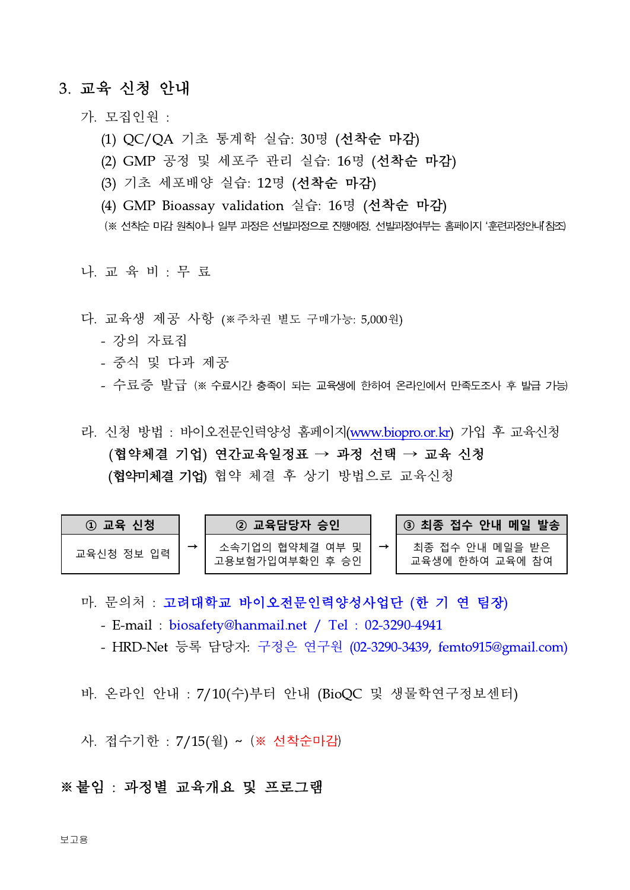## 3. 교육 신청 안내

가. 모집인원 :

(1) QC/QA 기초 통계학 실습: 30명 **(선착순 마감)**

(2) GMP 공정 및 세포주 관리 실습: 16명 **(선착순 마감)**

(3) 기초 세포배양 실습: 12명 **(선착순 마감)**

(4) GMP Bioassay validation 실습: 16명 **(선착순 마감)**

(※ 선착순 마감 원칙이나 일부 과정은 선발과정으로 진행예정. 선발과정여부는 홈페이지 '훈련과정안내' 참조)

나. 교 육 비 : 무 료

다. 교육생 제공 사항 (※주차권 별도 구매가능: 5,000원)

- 강의 자료집
- 중식 및 다과 제공
- 수료증 발급 (※ 수료시간 충족이 되는 교육생에 한하여 온라인에서 만족도조사 후 발급 가능)

라. 신청 방법 : 바이오전문인력양성 홈페이지(www.biopro.or.kr) 가입 후 교육신청

**(협약체결 기업) 연간교육일정표 → 과정 선택 → 교육 신청**

**(협약미체결 기업)** 협약 체결 후 상기 방법으로 교육신청

| ① 교육 신청 | → | ② 교육담당자 승인 | → | ③ 최종 접수 안내 메일 발송 |
|---|---|---|---|---|
| 교육신청 정보 입력 | | 소속기업의 협약체결 여부 및 고용보험가입여부확인 후 승인 | | 최종 접수 안내 메일을 받은 교육생에 한하여 교육에 참여 |

마. 문의처 : **고려대학교 바이오전문인력양성사업단 (한 기 연 팀장)**

- E-mail : biosafety@hanmail.net / Tel : 02-3290-4941
- HRD-Net 등록 담당자: 구정은 연구원 (02-3290-3439, femto915@gmail.com)

바. 온라인 안내 : 7/10(수)부터 안내 (BioQC 및 생물학연구정보센터)

사. 접수기한 : 7/15(월) ~ (※ 선착순마감)

**※붙임 : 과정별 교육개요 및 프로그램**

보고용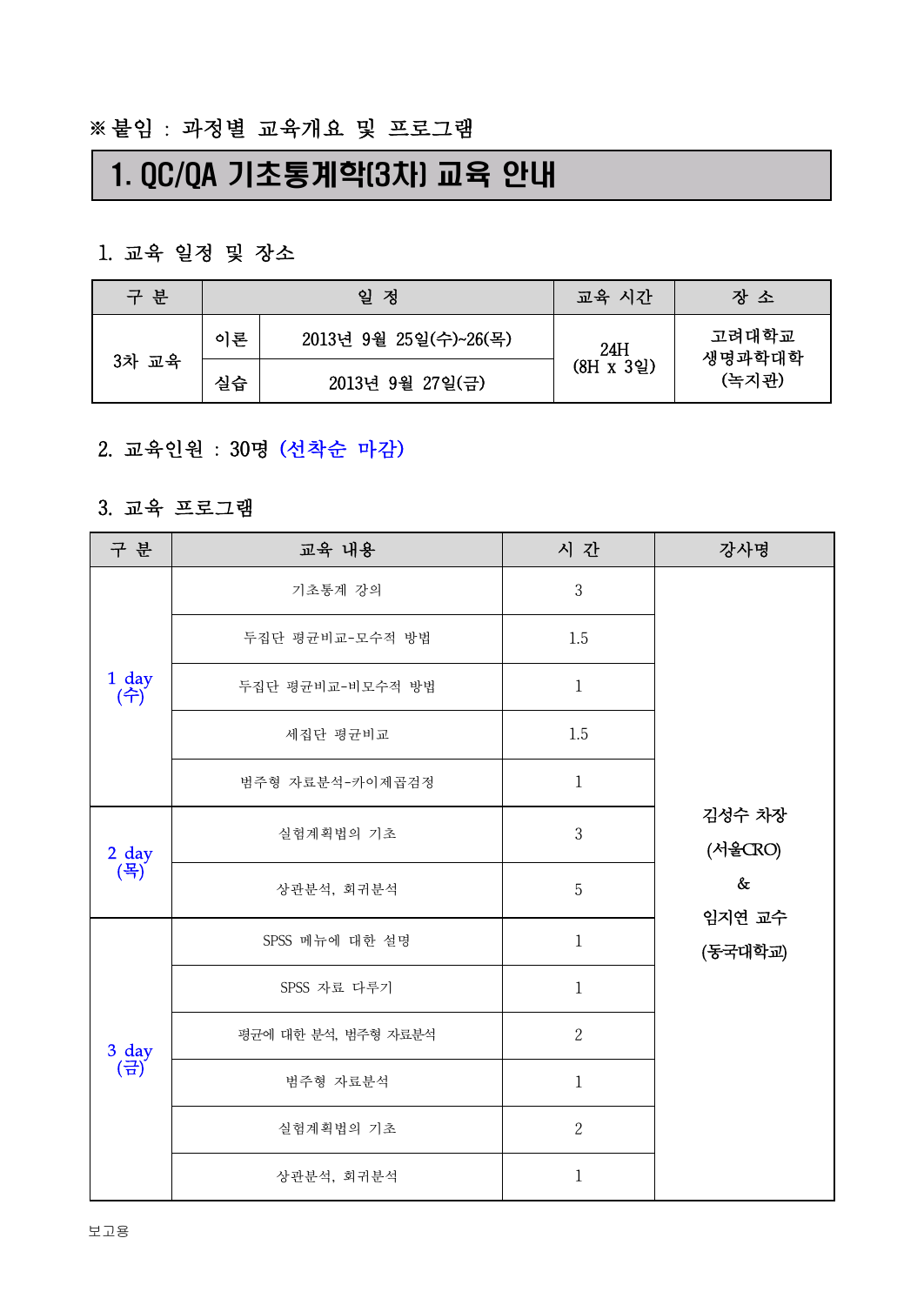※ 붙임 : 과정별 교육개요 및 프로그램

# 1. QC/QA 기초통계학(3차) 교육 안내

## 1. 교육 일정 및 장소

| 구 분 | 일 정 | | 교육 시간 | 장 소 |
|---|---|---|---|---|
| 3차 교육 | 이론 | 2013년 9월 25일(수)~26(목) | 24H (8H x 3일) | 고려대학교 생명과학대학 (녹지관) |
| | 실습 | 2013년 9월 27일(금) | | |

## 2. 교육인원 : 30명 (선착순 마감)

## 3. 교육 프로그램

| 구 분 | 교육 내용 | 시 간 | 강사명 |
|---|---|---|---|
| 1 day (수) | 기초통계 강의 | 3 | 김성수 차장 (서울CRO) & 임지연 교수 (동국대학교) |
| | 두집단 평균비교-모수적 방법 | 1.5 | |
| | 두집단 평균비교-비모수적 방법 | 1 | |
| | 세집단 평균비교 | 1.5 | |
| | 범주형 자료분석-카이제곱검정 | 1 | |
| 2 day (목) | 실험계획법의 기초 | 3 | |
| | 상관분석, 회귀분석 | 5 | |
| 3 day (금) | SPSS 메뉴에 대한 설명 | 1 | |
| | SPSS 자료 다루기 | 1 | |
| | 평균에 대한 분석, 범주형 자료분석 | 2 | |
| | 범주형 자료분석 | 1 | |
| | 실험계획법의 기초 | 2 | |
| | 상관분석, 회귀분석 | 1 | |

보고용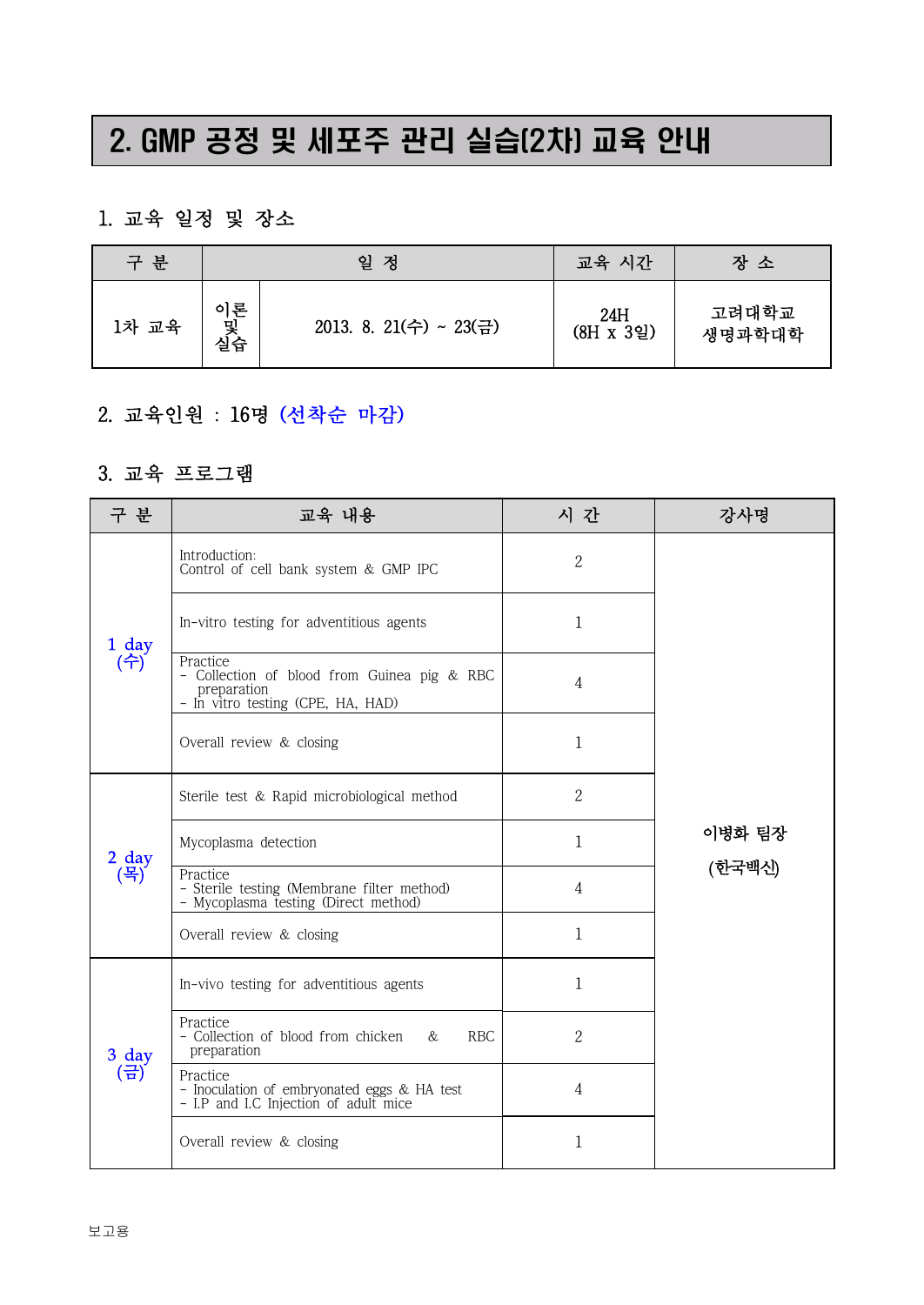# 2. GMP 공정 및 세포주 관리 실습(2차) 교육 안내

## 1. 교육 일정 및 장소

| 구 분 | 일 정 | | 교육 시간 | 장 소 |
|---|---|---|---|---|
| 1차 교육 | 이론 및 실습 | 2013. 8. 21(수) ~ 23(금) | 24H (8H x 3일) | 고려대학교 생명과학대학 |

## 2. 교육인원 : 16명 (선착순 마감)

## 3. 교육 프로그램

| 구 분 | 교육 내용 | 시 간 | 강사명 |
|---|---|---|---|
| 1 day (수) | Introduction: Control of cell bank system & GMP IPC | 2 | 이병화 팀장 (한국백신) |
| | In-vitro testing for adventitious agents | 1 | |
| | Practice<br>- Collection of blood from Guinea pig & RBC preparation<br>- In vitro testing (CPE, HA, HAD) | 4 | |
| | Overall review & closing | 1 | |
| 2 day (목) | Sterile test & Rapid microbiological method | 2 | |
| | Mycoplasma detection | 1 | |
| | Practice<br>- Sterile testing (Membrane filter method)<br>- Mycoplasma testing (Direct method) | 4 | |
| | Overall review & closing | 1 | |
| 3 day (금) | In-vivo testing for adventitious agents | 1 | |
| | Practice<br>- Collection of blood from chicken & RBC preparation | 2 | |
| | Practice<br>- Inoculation of embryonated eggs & HA test<br>- I.P and I.C Injection of adult mice | 4 | |
| | Overall review & closing | 1 | |

보고용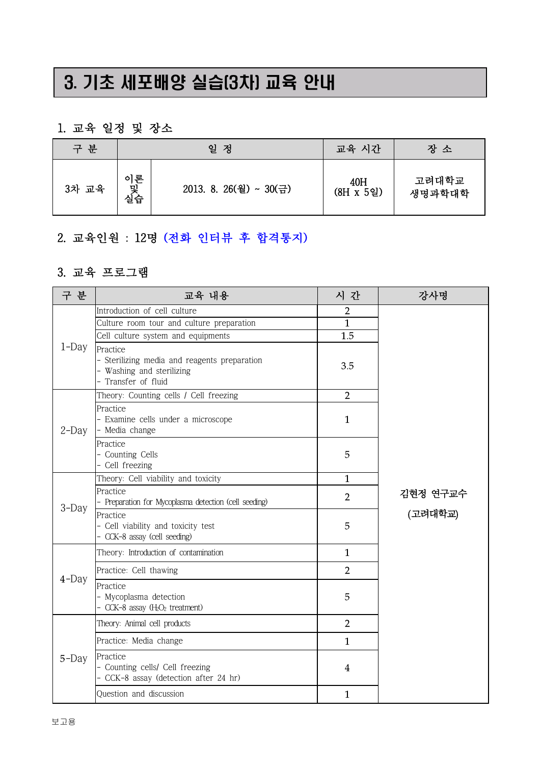# 3. 기초 세포배양 실습(3차) 교육 안내

## 1. 교육 일정 및 장소

| 구 분 | | 일 정 | 교육 시간 | 장 소 |
|---|---|---|---|---|
| 3차 교육 | 이론 및 실습 | 2013. 8. 26(월) ~ 30(금) | 40H (8H x 5일) | 고려대학교 생명과학대학 |

## 2. 교육인원 : 12명 (전화 인터뷰 후 합격통지)

## 3. 교육 프로그램

| 구 분 | 교육 내용 | 시 간 | 강사명 |
|---|---|---|---|
| 1-Day | Introduction of cell culture | 2 | 김현정 연구교수 (고려대학교) |
| | Culture room tour and culture preparation | 1 | |
| | Cell culture system and equipments | 1.5 | |
| | Practice<br>- Sterilizing media and reagents preparation<br>- Washing and sterilizing<br>- Transfer of fluid | 3.5 | |
| 2-Day | Theory: Counting cells / Cell freezing | 2 | |
| | Practice<br>- Examine cells under a microscope<br>- Media change | 1 | |
| | Practice<br>- Counting Cells<br>- Cell freezing | 5 | |
| 3-Day | Theory: Cell viability and toxicity | 1 | |
| | Practice<br>- Preparation for Mycoplasma detection (cell seeding) | 2 | |
| | Practice<br>- Cell viability and toxicity test<br>- CCK-8 assay (cell seeding) | 5 | |
| 4-Day | Theory: Introduction of contamination | 1 | |
| | Practice: Cell thawing | 2 | |
| | Practice<br>- Mycoplasma detection<br>- CCK-8 assay ($H_2O_2$ treatment) | 5 | |
| 5-Day | Theory: Animal cell products | 2 | |
| | Practice: Media change | 1 | |
| | Practice<br>- Counting cells/ Cell freezing<br>- CCK-8 assay (detection after 24 hr) | 4 | |
| | Question and discussion | 1 | |

보고용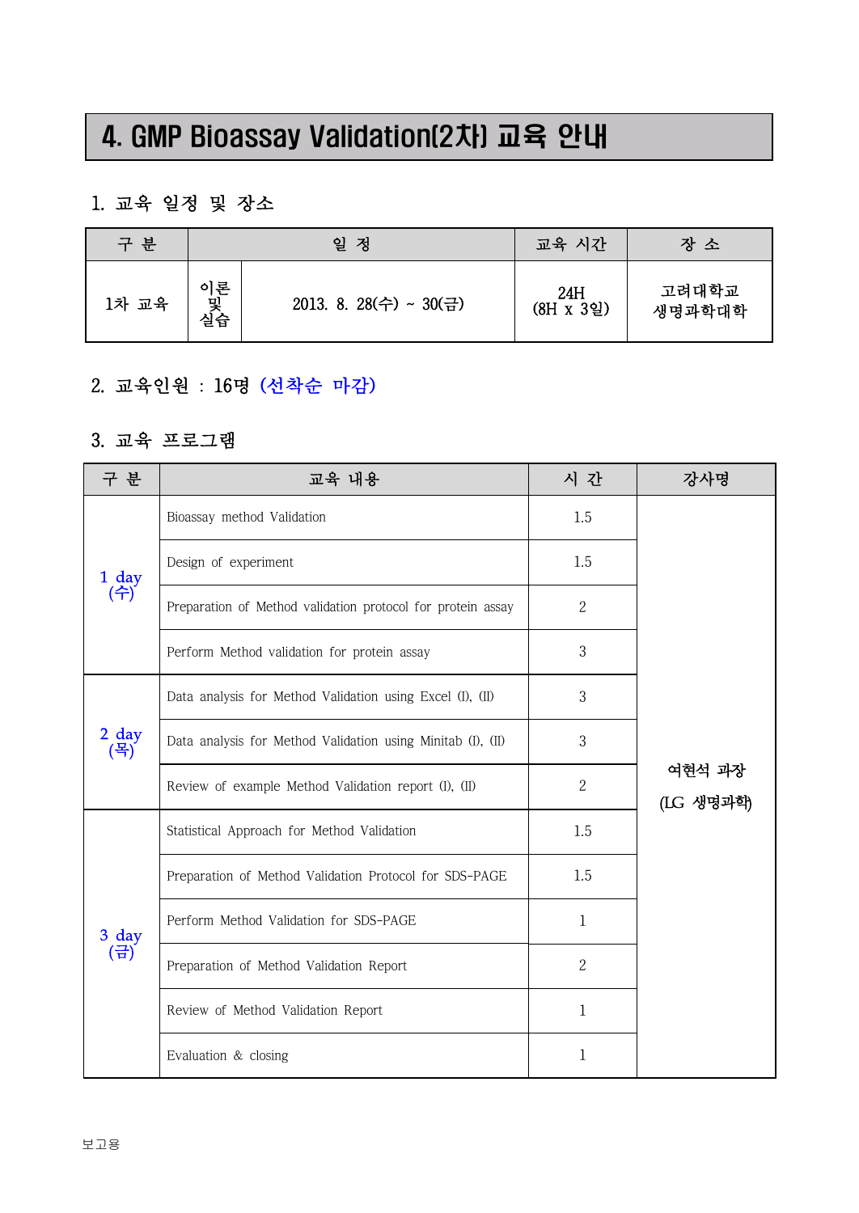# 4. GMP Bioassay Validation(2차) 교육 안내

## 1. 교육 일정 및 장소

| 구 분 | 일 정 | | 교육 시간 | 장 소 |
|---|---|---|---|---|
| 1차 교육 | 이론 및 실습 | 2013. 8. 28(수) ~ 30(금) | 24H (8H x 3일) | 고려대학교 생명과학대학 |

## 2. 교육인원 : 16명 (선착순 마감)

## 3. 교육 프로그램

| 구 분 | 교육 내용 | 시 간 | 강사명 |
|---|---|---|---|
| 1 day (수) | Bioassay method Validation | 1.5 | 여현석 과장 (LG 생명과학) |
| | Design of experiment | 1.5 | |
| | Preparation of Method validation protocol for protein assay | 2 | |
| | Perform Method validation for protein assay | 3 | |
| 2 day (목) | Data analysis for Method Validation using Excel (I), (II) | 3 | |
| | Data analysis for Method Validation using Minitab (I), (II) | 3 | |
| | Review of example Method Validation report (I), (II) | 2 | |
| 3 day (금) | Statistical Approach for Method Validation | 1.5 | |
| | Preparation of Method Validation Protocol for SDS-PAGE | 1.5 | |
| | Perform Method Validation for SDS-PAGE | 1 | |
| | Preparation of Method Validation Report | 2 | |
| | Review of Method Validation Report | 1 | |
| | Evaluation & closing | 1 | |

보고용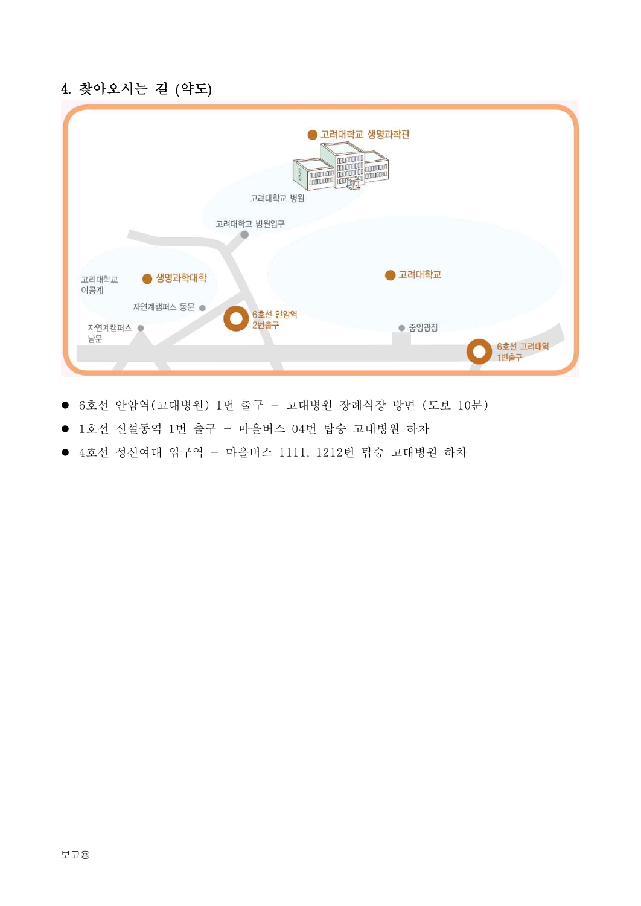## 4. 찾아오시는 길 (약도)

고려대학교 생명과학관

고려대학교 병원

고려대학교 병원입구

고려대학교 이공계

생명과학대학

고려대학교

자연계캠퍼스 동문

6호선 안암역 2번출구

자연계캠퍼스 남문

중앙광장

6호선 고려대역 1번출구

- 6호선 안암역(고대병원) 1번 출구 – 고대병원 장례식장 방면 (도보 10분)
- 1호선 신설동역 1번 출구 – 마을버스 04번 탑승 고대병원 하차
- 4호선 성신여대 입구역 – 마을버스 1111, 1212번 탑승 고대병원 하차